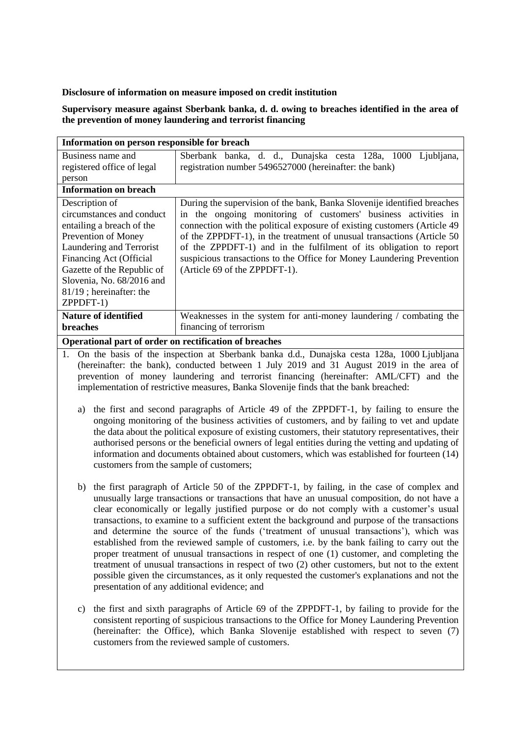**Disclosure of information on measure imposed on credit institution**

**Supervisory measure against Sberbank banka, d. d. owing to breaches identified in the area of the prevention of money laundering and terrorist financing**

| **Information on person responsible for breach** | |
|---|---|
| Business name and registered office of legal person | Sberbank banka, d. d., Dunajska cesta 128a, 1000 Ljubljana, registration number 5496527000 (hereinafter: the bank) |
| **Information on breach** | |
| Description of circumstances and conduct entailing a breach of the Prevention of Money Laundering and Terrorist Financing Act (Official Gazette of the Republic of Slovenia, No. 68/2016 and 81/19 ; hereinafter: the ZPPDFT-1) | During the supervision of the bank, Banka Slovenije identified breaches in the ongoing monitoring of customers' business activities in connection with the political exposure of existing customers (Article 49 of the ZPPDFT-1), in the treatment of unusual transactions (Article 50 of the ZPPDFT-1) and in the fulfilment of its obligation to report suspicious transactions to the Office for Money Laundering Prevention (Article 69 of the ZPPDFT-1). |
| **Nature of identified breaches** | Weaknesses in the system for anti-money laundering / combating the financing of terrorism |

**Operational part of order on rectification of breaches**

1. On the basis of the inspection at Sberbank banka d.d., Dunajska cesta 128a, 1000 Ljubljana (hereinafter: the bank), conducted between 1 July 2019 and 31 August 2019 in the area of prevention of money laundering and terrorist financing (hereinafter: AML/CFT) and the implementation of restrictive measures, Banka Slovenije finds that the bank breached:

   a) the first and second paragraphs of Article 49 of the ZPPDFT-1, by failing to ensure the ongoing monitoring of the business activities of customers, and by failing to vet and update the data about the political exposure of existing customers, their statutory representatives, their authorised persons or the beneficial owners of legal entities during the vetting and updating of information and documents obtained about customers, which was established for fourteen (14) customers from the sample of customers;

   b) the first paragraph of Article 50 of the ZPPDFT-1, by failing, in the case of complex and unusually large transactions or transactions that have an unusual composition, do not have a clear economically or legally justified purpose or do not comply with a customer's usual transactions, to examine to a sufficient extent the background and purpose of the transactions and determine the source of the funds ('treatment of unusual transactions'), which was established from the reviewed sample of customers, i.e. by the bank failing to carry out the proper treatment of unusual transactions in respect of one (1) customer, and completing the treatment of unusual transactions in respect of two (2) other customers, but not to the extent possible given the circumstances, as it only requested the customer's explanations and not the presentation of any additional evidence; and

   c) the first and sixth paragraphs of Article 69 of the ZPPDFT-1, by failing to provide for the consistent reporting of suspicious transactions to the Office for Money Laundering Prevention (hereinafter: the Office), which Banka Slovenije established with respect to seven (7) customers from the reviewed sample of customers.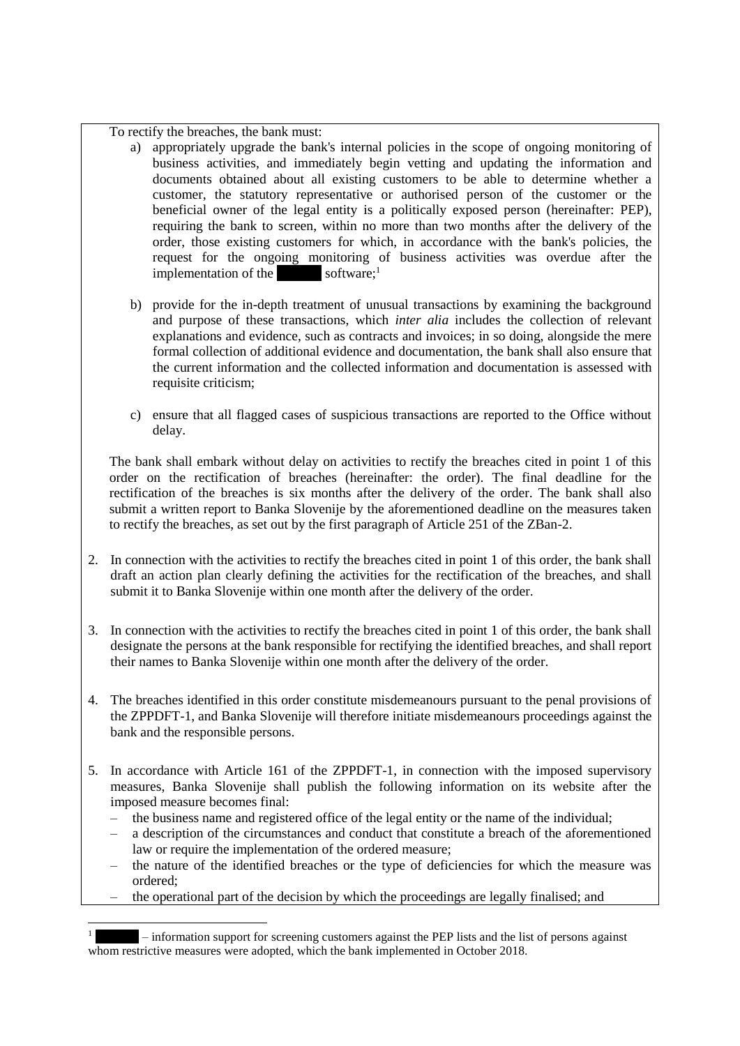To rectify the breaches, the bank must:

a) appropriately upgrade the bank's internal policies in the scope of ongoing monitoring of business activities, and immediately begin vetting and updating the information and documents obtained about all existing customers to be able to determine whether a customer, the statutory representative or authorised person of the customer or the beneficial owner of the legal entity is a politically exposed person (hereinafter: PEP), requiring the bank to screen, within no more than two months after the delivery of the order, those existing customers for which, in accordance with the bank's policies, the request for the ongoing monitoring of business activities was overdue after the implementation of the ███ software;[1]

b) provide for the in-depth treatment of unusual transactions by examining the background and purpose of these transactions, which *inter alia* includes the collection of relevant explanations and evidence, such as contracts and invoices; in so doing, alongside the mere formal collection of additional evidence and documentation, the bank shall also ensure that the current information and the collected information and documentation is assessed with requisite criticism;

c) ensure that all flagged cases of suspicious transactions are reported to the Office without delay.

The bank shall embark without delay on activities to rectify the breaches cited in point 1 of this order on the rectification of breaches (hereinafter: the order). The final deadline for the rectification of the breaches is six months after the delivery of the order. The bank shall also submit a written report to Banka Slovenije by the aforementioned deadline on the measures taken to rectify the breaches, as set out by the first paragraph of Article 251 of the ZBan-2.

2. In connection with the activities to rectify the breaches cited in point 1 of this order, the bank shall draft an action plan clearly defining the activities for the rectification of the breaches, and shall submit it to Banka Slovenije within one month after the delivery of the order.

3. In connection with the activities to rectify the breaches cited in point 1 of this order, the bank shall designate the persons at the bank responsible for rectifying the identified breaches, and shall report their names to Banka Slovenije within one month after the delivery of the order.

4. The breaches identified in this order constitute misdemeanours pursuant to the penal provisions of the ZPPDFT-1, and Banka Slovenije will therefore initiate misdemeanours proceedings against the bank and the responsible persons.

5. In accordance with Article 161 of the ZPPDFT-1, in connection with the imposed supervisory measures, Banka Slovenije shall publish the following information on its website after the imposed measure becomes final:
   - the business name and registered office of the legal entity or the name of the individual;
   - a description of the circumstances and conduct that constitute a breach of the aforementioned law or require the implementation of the ordered measure;
   - the nature of the identified breaches or the type of deficiencies for which the measure was ordered;
   - the operational part of the decision by which the proceedings are legally finalised; and

[1] ███ – information support for screening customers against the PEP lists and the list of persons against whom restrictive measures were adopted, which the bank implemented in October 2018.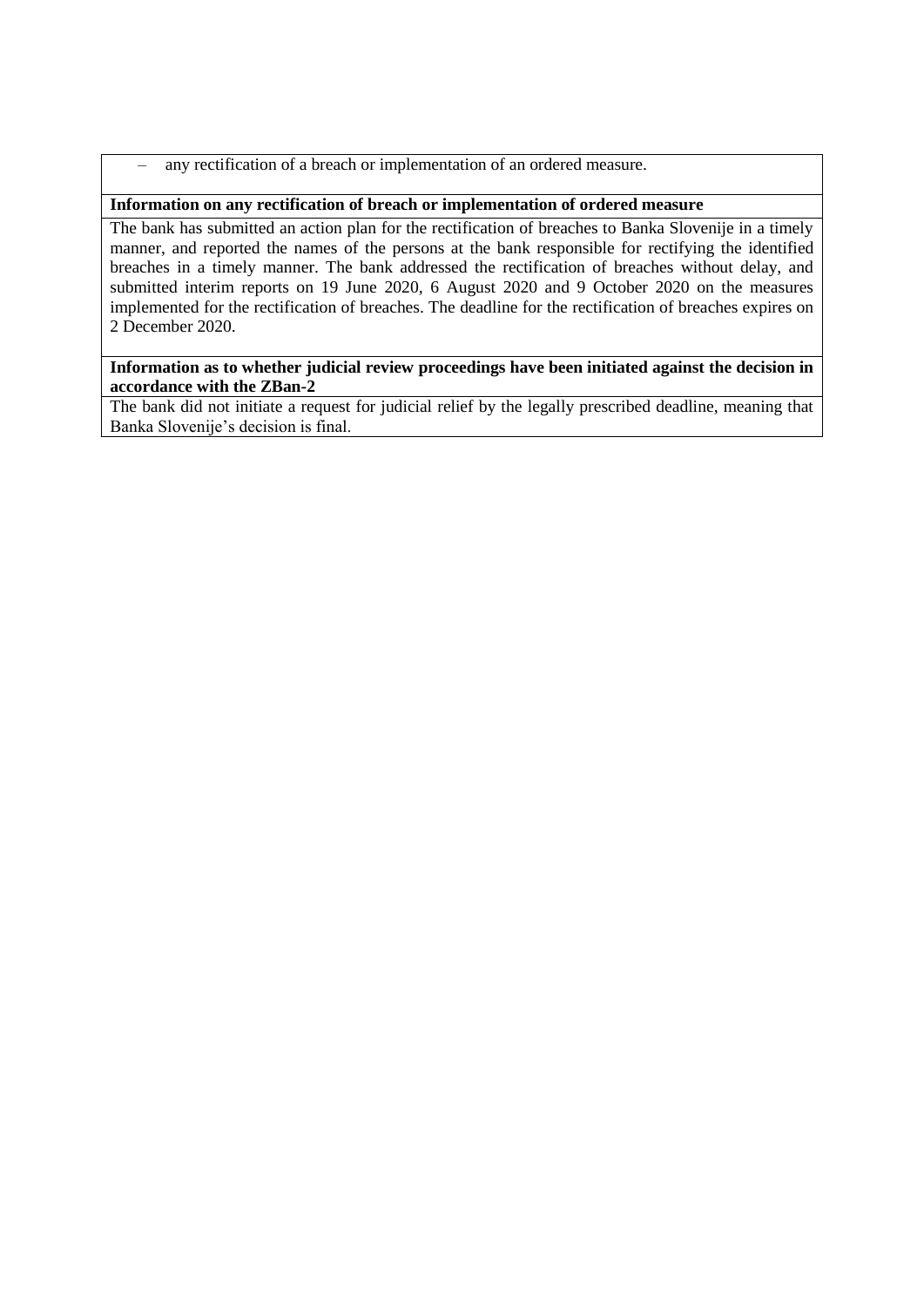– any rectification of a breach or implementation of an ordered measure.

**Information on any rectification of breach or implementation of ordered measure**

The bank has submitted an action plan for the rectification of breaches to Banka Slovenije in a timely manner, and reported the names of the persons at the bank responsible for rectifying the identified breaches in a timely manner. The bank addressed the rectification of breaches without delay, and submitted interim reports on 19 June 2020, 6 August 2020 and 9 October 2020 on the measures implemented for the rectification of breaches. The deadline for the rectification of breaches expires on 2 December 2020.

**Information as to whether judicial review proceedings have been initiated against the decision in accordance with the ZBan-2**

The bank did not initiate a request for judicial relief by the legally prescribed deadline, meaning that Banka Slovenije's decision is final.